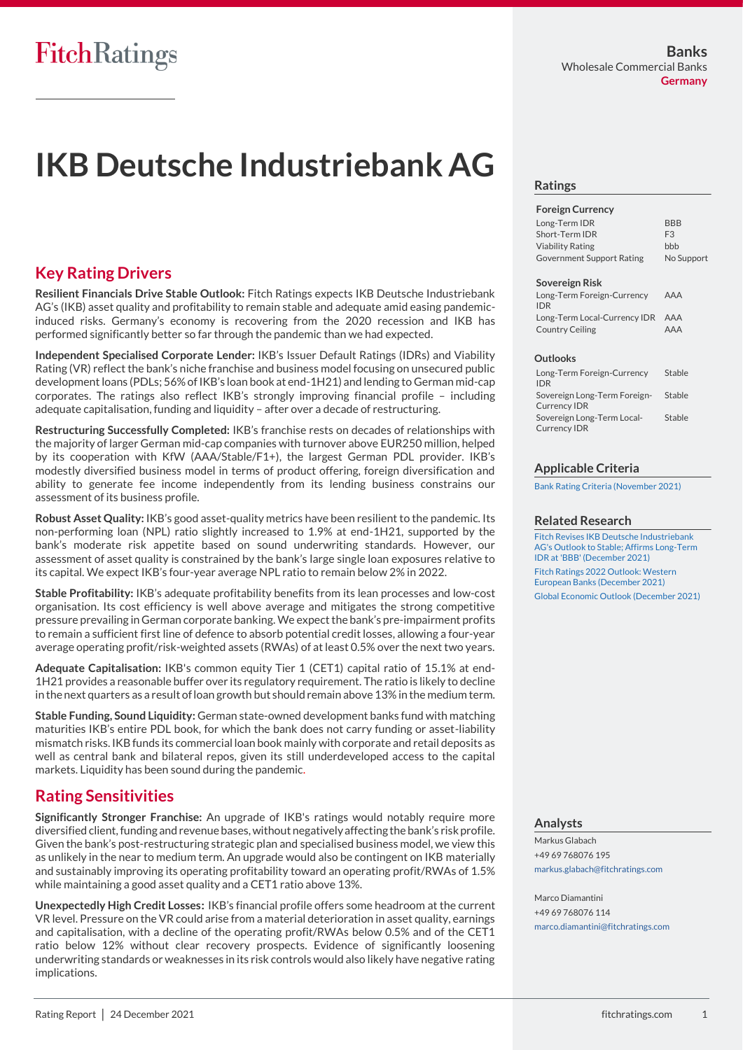# IKB Deutsche Industriebank AG

**Banks**
Wholesale Commercial Banks
**Germany**

## Key Rating Drivers

**Resilient Financials Drive Stable Outlook:** Fitch Ratings expects IKB Deutsche Industriebank AG's (IKB) asset quality and profitability to remain stable and adequate amid easing pandemic-induced risks. Germany's economy is recovering from the 2020 recession and IKB has performed significantly better so far through the pandemic than we had expected.

**Independent Specialised Corporate Lender:** IKB's Issuer Default Ratings (IDRs) and Viability Rating (VR) reflect the bank's niche franchise and business model focusing on unsecured public development loans (PDLs; 56% of IKB's loan book at end-1H21) and lending to German mid-cap corporates. The ratings also reflect IKB's strongly improving financial profile – including adequate capitalisation, funding and liquidity – after over a decade of restructuring.

**Restructuring Successfully Completed:** IKB's franchise rests on decades of relationships with the majority of larger German mid-cap companies with turnover above EUR250 million, helped by its cooperation with KfW (AAA/Stable/F1+), the largest German PDL provider. IKB's modestly diversified business model in terms of product offering, foreign diversification and ability to generate fee income independently from its lending business constrains our assessment of its business profile.

**Robust Asset Quality:** IKB's good asset-quality metrics have been resilient to the pandemic. Its non-performing loan (NPL) ratio slightly increased to 1.9% at end-1H21, supported by the bank's moderate risk appetite based on sound underwriting standards. However, our assessment of asset quality is constrained by the bank's large single loan exposures relative to its capital. We expect IKB's four-year average NPL ratio to remain below 2% in 2022.

**Stable Profitability:** IKB's adequate profitability benefits from its lean processes and low-cost organisation. Its cost efficiency is well above average and mitigates the strong competitive pressure prevailing in German corporate banking. We expect the bank's pre-impairment profits to remain a sufficient first line of defence to absorb potential credit losses, allowing a four-year average operating profit/risk-weighted assets (RWAs) of at least 0.5% over the next two years.

**Adequate Capitalisation:** IKB's common equity Tier 1 (CET1) capital ratio of 15.1% at end-1H21 provides a reasonable buffer over its regulatory requirement. The ratio is likely to decline in the next quarters as a result of loan growth but should remain above 13% in the medium term.

**Stable Funding, Sound Liquidity:** German state-owned development banks fund with matching maturities IKB's entire PDL book, for which the bank does not carry funding or asset-liability mismatch risks. IKB funds its commercial loan book mainly with corporate and retail deposits as well as central bank and bilateral repos, given its still underdeveloped access to the capital markets. Liquidity has been sound during the pandemic.

## Rating Sensitivities

**Significantly Stronger Franchise:** An upgrade of IKB's ratings would notably require more diversified client, funding and revenue bases, without negatively affecting the bank's risk profile. Given the bank's post-restructuring strategic plan and specialised business model, we view this as unlikely in the near to medium term. An upgrade would also be contingent on IKB materially and sustainably improving its operating profitability toward an operating profit/RWAs of 1.5% while maintaining a good asset quality and a CET1 ratio above 13%.

**Unexpectedly High Credit Losses:** IKB's financial profile offers some headroom at the current VR level. Pressure on the VR could arise from a material deterioration in asset quality, earnings and capitalisation, with a decline of the operating profit/RWAs below 0.5% and of the CET1 ratio below 12% without clear recovery prospects. Evidence of significantly loosening underwriting standards or weaknesses in its risk controls would also likely have negative rating implications.

## Ratings

| **Foreign Currency** | |
|---|---|
| Long-Term IDR | BBB |
| Short-Term IDR | F3 |
| Viability Rating | bbb |
| Government Support Rating | No Support |

| **Sovereign Risk** | |
|---|---|
| Long-Term Foreign-Currency IDR | AAA |
| Long-Term Local-Currency IDR | AAA |
| Country Ceiling | AAA |

| **Outlooks** | |
|---|---|
| Long-Term Foreign-Currency IDR | Stable |
| Sovereign Long-Term Foreign-Currency IDR | Stable |
| Sovereign Long-Term Local-Currency IDR | Stable |

## Applicable Criteria

Bank Rating Criteria (November 2021)

## Related Research

Fitch Revises IKB Deutsche Industriebank AG's Outlook to Stable; Affirms Long-Term IDR at 'BBB' (December 2021)

Fitch Ratings 2022 Outlook: Western European Banks (December 2021)

Global Economic Outlook (December 2021)

## Analysts

Markus Glabach
+49 69 768076 195
markus.glabach@fitchratings.com

Marco Diamantini
+49 69 768076 114
marco.diamantini@fitchratings.com

Rating Report | 24 December 2021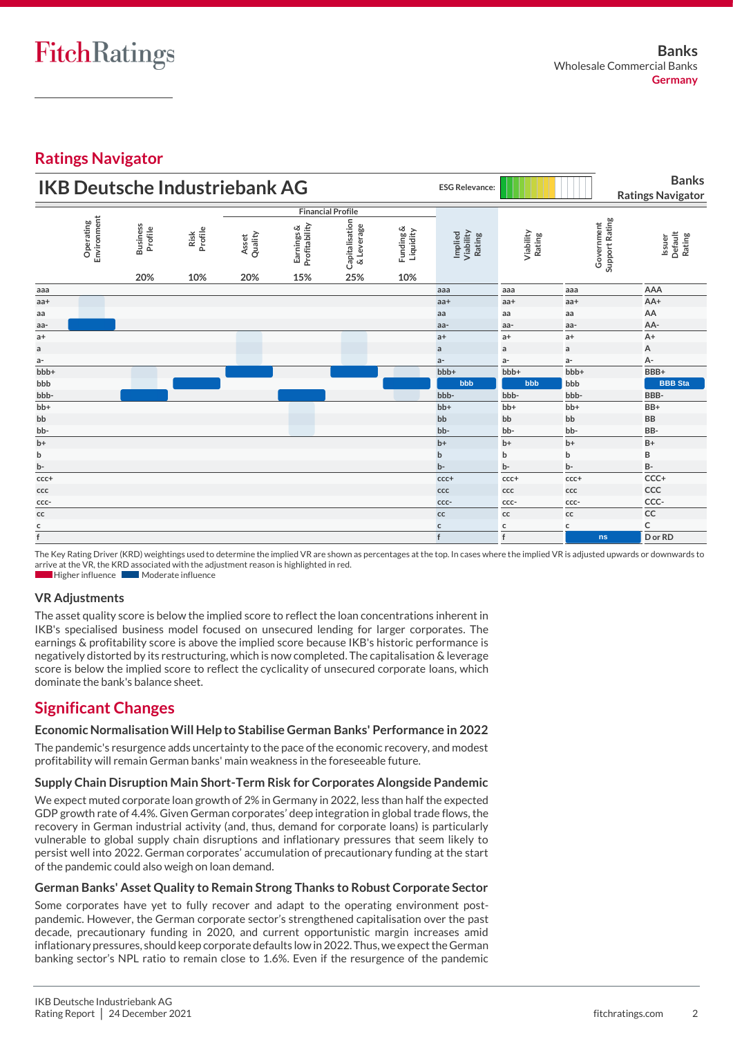## Ratings Navigator

**IKB Deutsche Industriebank AG** — ESG Relevance: — Banks Ratings Navigator

| | Operating Environment | Business Profile | Risk Profile | Asset Quality | Earnings & Profitability | Capitalisation & Leverage | Funding & Liquidity | Implied Viability Rating | Viability Rating | Government Support Rating | Issuer Default Rating |
|---|---|---|---|---|---|---|---|---|---|---|---|
| Weighting | | 20% | 10% | 20% | 15% | 25% | 10% | | | | |
| Score | aa- | bbb- | bbb | bbb+ | bbb- | bbb+ | bbb | bbb | bbb | ns | BBB Sta |

The Key Rating Driver (KRD) weightings used to determine the implied VR are shown as percentages at the top. In cases where the implied VR is adjusted upwards or downwards to arrive at the VR, the KRD associated with the adjustment reason is highlighted in red.

Higher influence / Moderate influence

### VR Adjustments

The asset quality score is below the implied score to reflect the loan concentrations inherent in IKB's specialised business model focused on unsecured lending for larger corporates. The earnings & profitability score is above the implied score because IKB's historic performance is negatively distorted by its restructuring, which is now completed. The capitalisation & leverage score is below the implied score to reflect the cyclicality of unsecured corporate loans, which dominate the bank's balance sheet.

## Significant Changes

### Economic Normalisation Will Help to Stabilise German Banks' Performance in 2022

The pandemic's resurgence adds uncertainty to the pace of the economic recovery, and modest profitability will remain German banks' main weakness in the foreseeable future.

### Supply Chain Disruption Main Short-Term Risk for Corporates Alongside Pandemic

We expect muted corporate loan growth of 2% in Germany in 2022, less than half the expected GDP growth rate of 4.4%. Given German corporates' deep integration in global trade flows, the recovery in German industrial activity (and, thus, demand for corporate loans) is particularly vulnerable to global supply chain disruptions and inflationary pressures that seem likely to persist well into 2022. German corporates' accumulation of precautionary funding at the start of the pandemic could also weigh on loan demand.

### German Banks' Asset Quality to Remain Strong Thanks to Robust Corporate Sector

Some corporates have yet to fully recover and adapt to the operating environment post-pandemic. However, the German corporate sector's strengthened capitalisation over the past decade, precautionary funding in 2020, and current opportunistic margin increases amid inflationary pressures, should keep corporate defaults low in 2022. Thus, we expect the German banking sector's NPL ratio to remain close to 1.6%. Even if the resurgence of the pandemic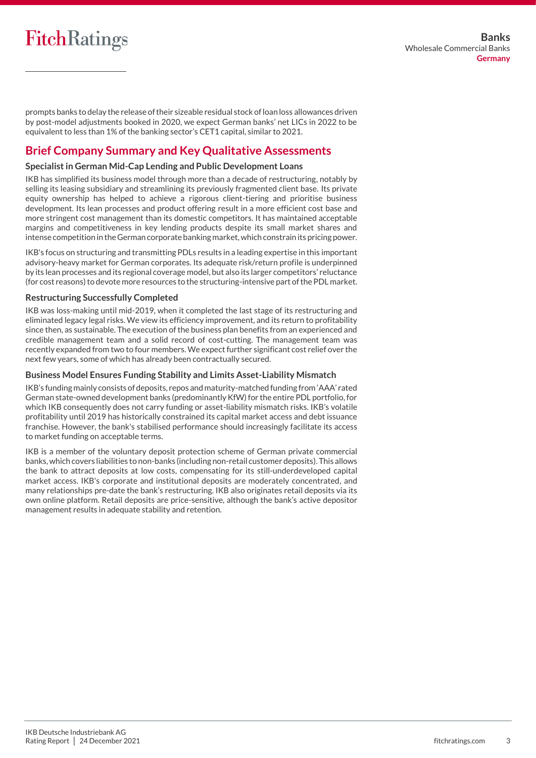prompts banks to delay the release of their sizeable residual stock of loan loss allowances driven by post-model adjustments booked in 2020, we expect German banks' net LICs in 2022 to be equivalent to less than 1% of the banking sector's CET1 capital, similar to 2021.

## Brief Company Summary and Key Qualitative Assessments

### Specialist in German Mid-Cap Lending and Public Development Loans

IKB has simplified its business model through more than a decade of restructuring, notably by selling its leasing subsidiary and streamlining its previously fragmented client base. Its private equity ownership has helped to achieve a rigorous client-tiering and prioritise business development. Its lean processes and product offering result in a more efficient cost base and more stringent cost management than its domestic competitors. It has maintained acceptable margins and competitiveness in key lending products despite its small market shares and intense competition in the German corporate banking market, which constrain its pricing power.

IKB's focus on structuring and transmitting PDLs results in a leading expertise in this important advisory-heavy market for German corporates. Its adequate risk/return profile is underpinned by its lean processes and its regional coverage model, but also its larger competitors' reluctance (for cost reasons) to devote more resources to the structuring-intensive part of the PDL market.

### Restructuring Successfully Completed

IKB was loss-making until mid-2019, when it completed the last stage of its restructuring and eliminated legacy legal risks. We view its efficiency improvement, and its return to profitability since then, as sustainable. The execution of the business plan benefits from an experienced and credible management team and a solid record of cost-cutting. The management team was recently expanded from two to four members. We expect further significant cost relief over the next few years, some of which has already been contractually secured.

### Business Model Ensures Funding Stability and Limits Asset-Liability Mismatch

IKB's funding mainly consists of deposits, repos and maturity-matched funding from 'AAA' rated German state-owned development banks (predominantly KfW) for the entire PDL portfolio, for which IKB consequently does not carry funding or asset-liability mismatch risks. IKB's volatile profitability until 2019 has historically constrained its capital market access and debt issuance franchise. However, the bank's stabilised performance should increasingly facilitate its access to market funding on acceptable terms.

IKB is a member of the voluntary deposit protection scheme of German private commercial banks, which covers liabilities to non-banks (including non-retail customer deposits). This allows the bank to attract deposits at low costs, compensating for its still-underdeveloped capital market access. IKB's corporate and institutional deposits are moderately concentrated, and many relationships pre-date the bank's restructuring. IKB also originates retail deposits via its own online platform. Retail deposits are price-sensitive, although the bank's active depositor management results in adequate stability and retention.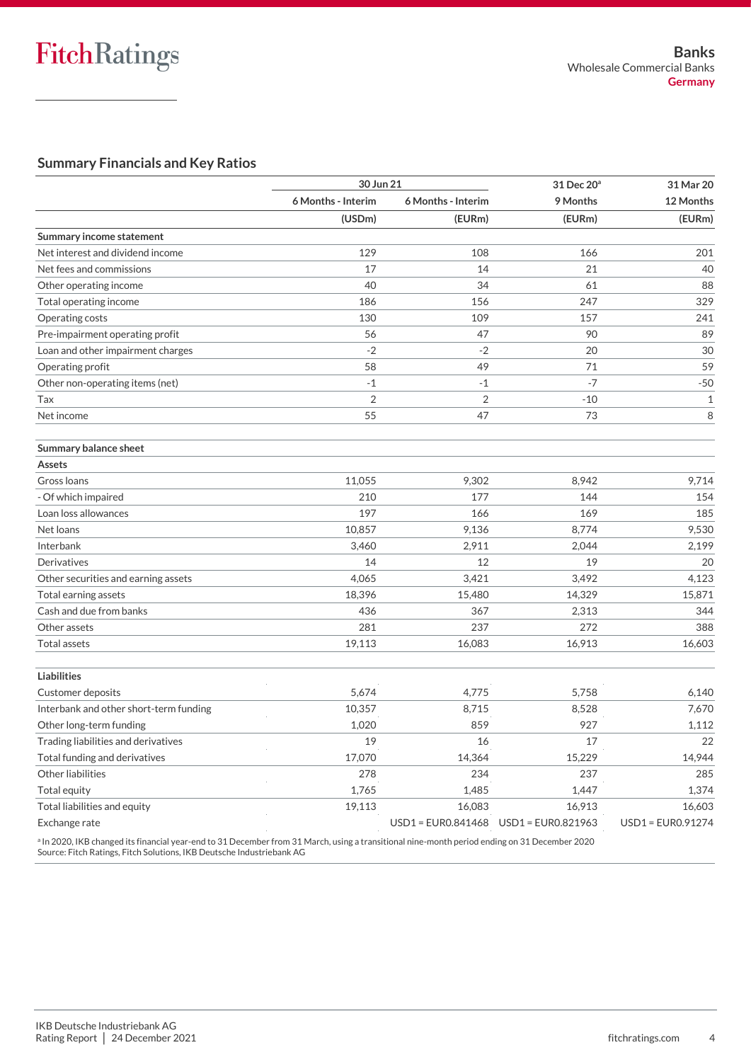## Summary Financials and Key Ratios

| | 30 Jun 21 | | 31 Dec 20[a] | 31 Mar 20 |
|---|---|---|---|---|
| | 6 Months - Interim | 6 Months - Interim | 9 Months | 12 Months |
| | (USDm) | (EURm) | (EURm) | (EURm) |
| **Summary income statement** | | | | |
| Net interest and dividend income | 129 | 108 | 166 | 201 |
| Net fees and commissions | 17 | 14 | 21 | 40 |
| Other operating income | 40 | 34 | 61 | 88 |
| Total operating income | 186 | 156 | 247 | 329 |
| Operating costs | 130 | 109 | 157 | 241 |
| Pre-impairment operating profit | 56 | 47 | 90 | 89 |
| Loan and other impairment charges | -2 | -2 | 20 | 30 |
| Operating profit | 58 | 49 | 71 | 59 |
| Other non-operating items (net) | -1 | -1 | -7 | -50 |
| Tax | 2 | 2 | -10 | 1 |
| Net income | 55 | 47 | 73 | 8 |
| | | | | |
| **Summary balance sheet** | | | | |
| **Assets** | | | | |
| Gross loans | 11,055 | 9,302 | 8,942 | 9,714 |
| - Of which impaired | 210 | 177 | 144 | 154 |
| Loan loss allowances | 197 | 166 | 169 | 185 |
| Net loans | 10,857 | 9,136 | 8,774 | 9,530 |
| Interbank | 3,460 | 2,911 | 2,044 | 2,199 |
| Derivatives | 14 | 12 | 19 | 20 |
| Other securities and earning assets | 4,065 | 3,421 | 3,492 | 4,123 |
| Total earning assets | 18,396 | 15,480 | 14,329 | 15,871 |
| Cash and due from banks | 436 | 367 | 2,313 | 344 |
| Other assets | 281 | 237 | 272 | 388 |
| Total assets | 19,113 | 16,083 | 16,913 | 16,603 |
| | | | | |
| **Liabilities** | | | | |
| Customer deposits | 5,674 | 4,775 | 5,758 | 6,140 |
| Interbank and other short-term funding | 10,357 | 8,715 | 8,528 | 7,670 |
| Other long-term funding | 1,020 | 859 | 927 | 1,112 |
| Trading liabilities and derivatives | 19 | 16 | 17 | 22 |
| Total funding and derivatives | 17,070 | 14,364 | 15,229 | 14,944 |
| Other liabilities | 278 | 234 | 237 | 285 |
| Total equity | 1,765 | 1,485 | 1,447 | 1,374 |
| Total liabilities and equity | 19,113 | 16,083 | 16,913 | 16,603 |
| Exchange rate | | USD1 = EUR0.841468 | USD1 = EUR0.821963 | USD1 = EUR0.91274 |

[a] In 2020, IKB changed its financial year-end to 31 December from 31 March, using a transitional nine-month period ending on 31 December 2020

Source: Fitch Ratings, Fitch Solutions, IKB Deutsche Industriebank AG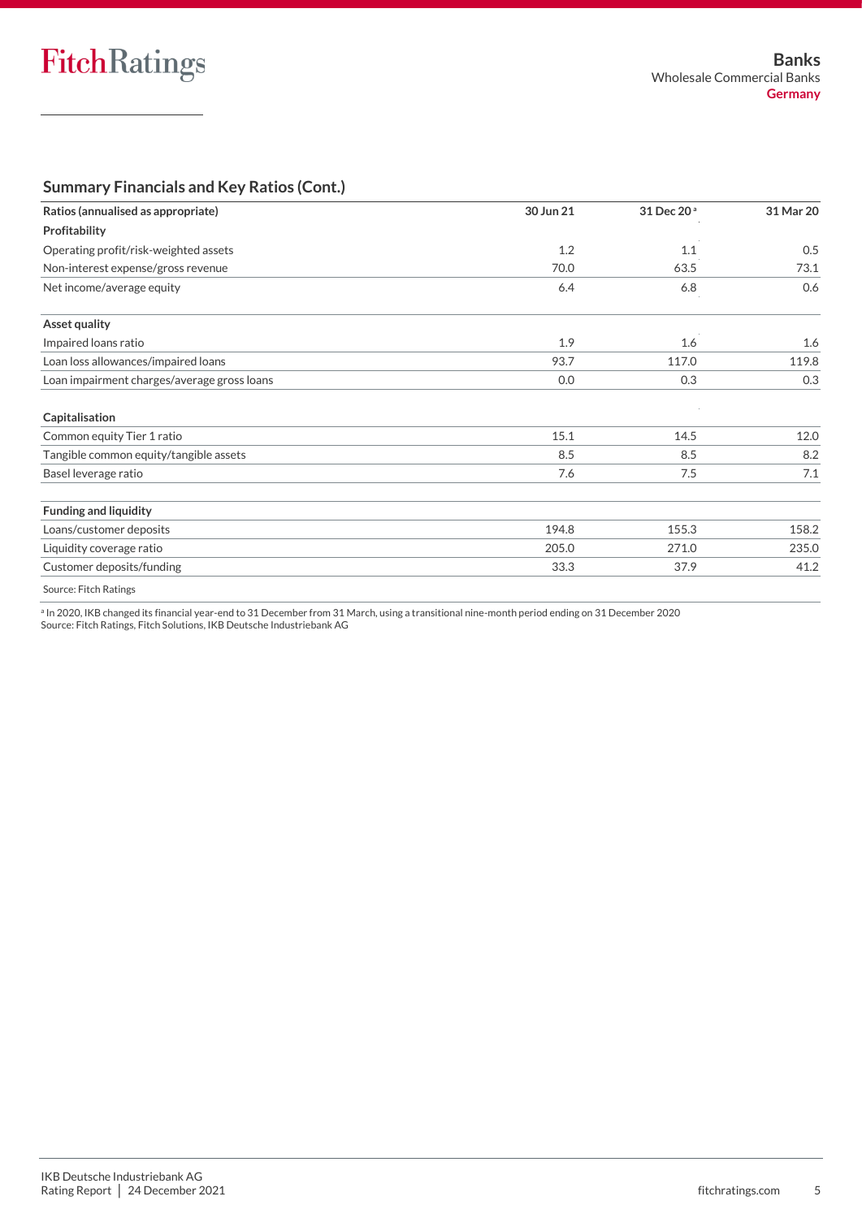## Summary Financials and Key Ratios (Cont.)

| Ratios (annualised as appropriate) | 30 Jun 21 | 31 Dec 20 [a] | 31 Mar 20 |
|---|---|---|---|
| **Profitability** | | | |
| Operating profit/risk-weighted assets | 1.2 | 1.1 | 0.5 |
| Non-interest expense/gross revenue | 70.0 | 63.5 | 73.1 |
| Net income/average equity | 6.4 | 6.8 | 0.6 |
| **Asset quality** | | | |
| Impaired loans ratio | 1.9 | 1.6 | 1.6 |
| Loan loss allowances/impaired loans | 93.7 | 117.0 | 119.8 |
| Loan impairment charges/average gross loans | 0.0 | 0.3 | 0.3 |
| **Capitalisation** | | | |
| Common equity Tier 1 ratio | 15.1 | 14.5 | 12.0 |
| Tangible common equity/tangible assets | 8.5 | 8.5 | 8.2 |
| Basel leverage ratio | 7.6 | 7.5 | 7.1 |
| **Funding and liquidity** | | | |
| Loans/customer deposits | 194.8 | 155.3 | 158.2 |
| Liquidity coverage ratio | 205.0 | 271.0 | 235.0 |
| Customer deposits/funding | 33.3 | 37.9 | 41.2 |

Source: Fitch Ratings

[a] In 2020, IKB changed its financial year-end to 31 December from 31 March, using a transitional nine-month period ending on 31 December 2020
Source: Fitch Ratings, Fitch Solutions, IKB Deutsche Industriebank AG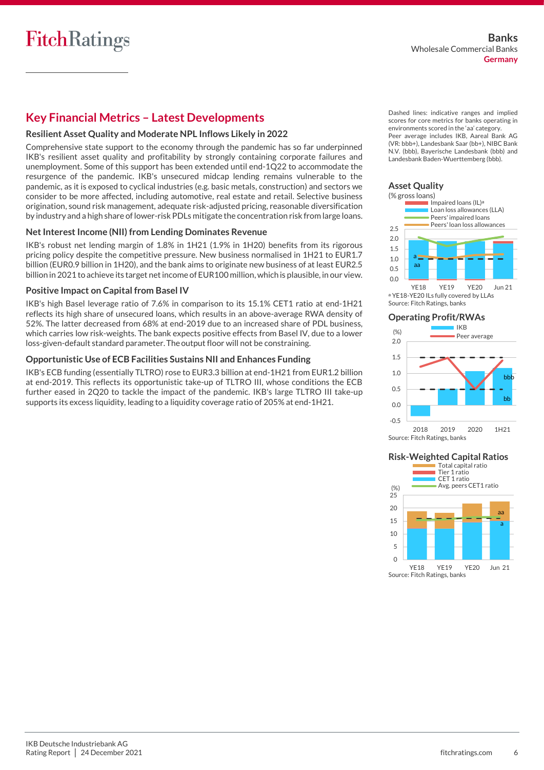## Key Financial Metrics – Latest Developments

### Resilient Asset Quality and Moderate NPL Inflows Likely in 2022

Comprehensive state support to the economy through the pandemic has so far underpinned IKB's resilient asset quality and profitability by strongly containing corporate failures and unemployment. Some of this support has been extended until end-1Q22 to accommodate the resurgence of the pandemic. IKB's unsecured midcap lending remains vulnerable to the pandemic, as it is exposed to cyclical industries (e.g. basic metals, construction) and sectors we consider to be more affected, including automotive, real estate and retail. Selective business origination, sound risk management, adequate risk-adjusted pricing, reasonable diversification by industry and a high share of lower-risk PDLs mitigate the concentration risk from large loans.

### Net Interest Income (NII) from Lending Dominates Revenue

IKB's robust net lending margin of 1.8% in 1H21 (1.9% in 1H20) benefits from its rigorous pricing policy despite the competitive pressure. New business normalised in 1H21 to EUR1.7 billion (EUR0.9 billion in 1H20), and the bank aims to originate new business of at least EUR2.5 billion in 2021 to achieve its target net income of EUR100 million, which is plausible, in our view.

### Positive Impact on Capital from Basel IV

IKB's high Basel leverage ratio of 7.6% in comparison to its 15.1% CET1 ratio at end-1H21 reflects its high share of unsecured loans, which results in an above-average RWA density of 52%. The latter decreased from 68% at end-2019 due to an increased share of PDL business, which carries low risk-weights. The bank expects positive effects from Basel IV, due to a lower loss-given-default standard parameter. The output floor will not be constraining.

### Opportunistic Use of ECB Facilities Sustains NII and Enhances Funding

IKB's ECB funding (essentially TLTRO) rose to EUR3.3 billion at end-1H21 from EUR1.2 billion at end-2019. This reflects its opportunistic take-up of TLTRO III, whose conditions the ECB further eased in 2Q20 to tackle the impact of the pandemic. IKB's large TLTRO III take-up supports its excess liquidity, leading to a liquidity coverage ratio of 205% at end-1H21.

Dashed lines: indicative ranges and implied scores for core metrics for banks operating in environments scored in the 'aa' category.
Peer average includes IKB, Aareal Bank AG (VR: bbb+), Landesbank Saar (bb+), NIBC Bank N.V. (bbb), Bayerische Landesbank (bbb) and Landesbank Baden-Wuerttemberg (bbb).

### Asset Quality

(% gross loans)

Impaired loans (IL)[a]; Loan loss allowances (LLA); Peers' impaired loans; Peers' loan loss allowances

[a] YE18-YE20 ILs fully covered by LLAs
Source: Fitch Ratings, banks

### Operating Profit/RWAs

(%) IKB; Peer average

Source: Fitch Ratings, banks

### Risk-Weighted Capital Ratios

Total capital ratio; Tier 1 ratio; CET 1 ratio; Avg. peers CET1 ratio

Source: Fitch Ratings, banks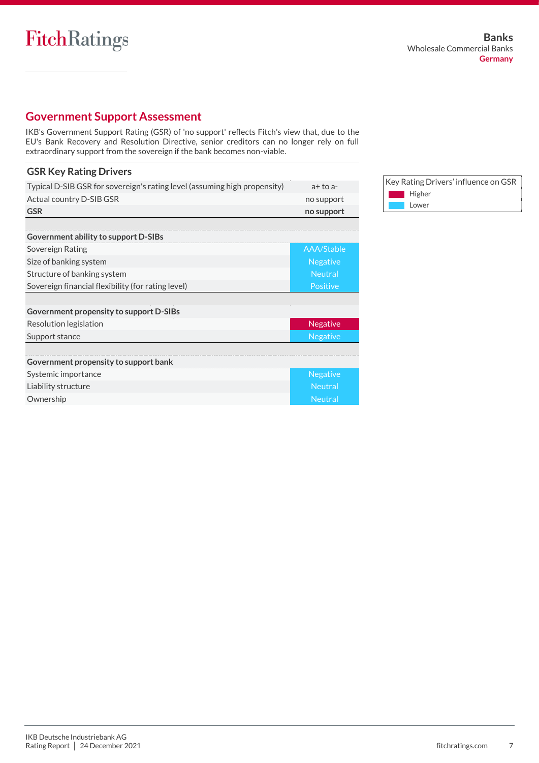## Government Support Assessment

IKB's Government Support Rating (GSR) of 'no support' reflects Fitch's view that, due to the EU's Bank Recovery and Resolution Directive, senior creditors can no longer rely on full extraordinary support from the sovereign if the bank becomes non-viable.

### GSR Key Rating Drivers

| | |
|---|---|
| Typical D-SIB GSR for sovereign's rating level (assuming high propensity) | a+ to a- |
| Actual country D-SIB GSR | no support |
| **GSR** | **no support** |
| | |
| **Government ability to support D-SIBs** | |
| Sovereign Rating | AAA/Stable |
| Size of banking system | Negative |
| Structure of banking system | Neutral |
| Sovereign financial flexibility (for rating level) | Positive |
| | |
| **Government propensity to support D-SIBs** | |
| Resolution legislation | Negative |
| Support stance | Negative |
| | |
| **Government propensity to support bank** | |
| Systemic importance | Negative |
| Liability structure | Neutral |
| Ownership | Neutral |

Key Rating Drivers' influence on GSR
- Higher
- Lower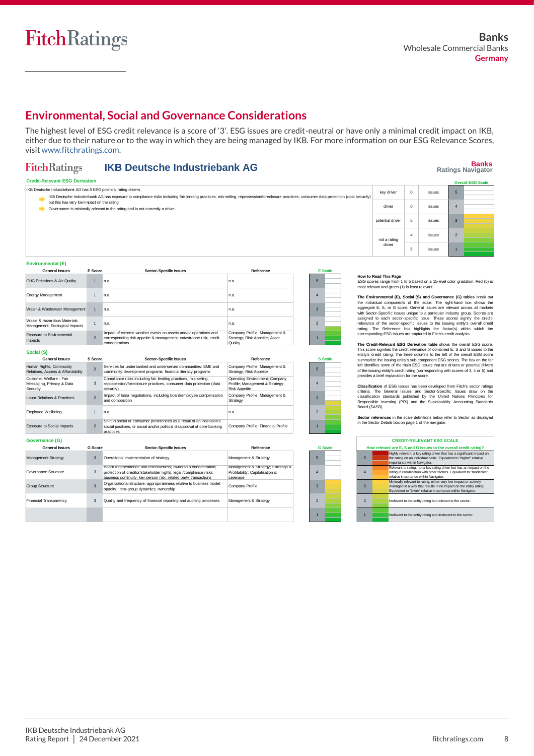## Environmental, Social and Governance Considerations

The highest level of ESG credit relevance is a score of '3'. ESG issues are credit-neutral or have only a minimal credit impact on IKB, either due to their nature or to the way in which they are being managed by IKB. For more information on our ESG Relevance Scores, visit www.fitchratings.com.

### FitchRatings — IKB Deutsche Industriebank AG

**Banks Ratings Navigator**

**Credit-Relevant ESG Derivation**

IKB Deutsche Industriebank AG has 5 ESG potential rating drivers

- IKB Deutsche Industriebank AG has exposure to compliance risks including fair lending practices, mis-selling, repossession/foreclosure practices, consumer data protection (data security) but this has very low impact on the rating.
- Governance is minimally relevant to the rating and is not currently a driver.

| | | | Overall ESG Scale |
|---|---|---|---|
| key driver | 0 | issues | 5 |
| driver | 0 | issues | 4 |
| potential driver | 5 | issues | 3 |
| not a rating driver | 4 | issues | 2 |
| not a rating driver | 5 | issues | 1 |

**Environmental (E)**

| General Issues | E Score | Sector-Specific Issues | Reference | E Scale |
|---|---|---|---|---|
| GHG Emissions & Air Quality | 1 | n.a. | n.a. | 5 |
| Energy Management | 1 | n.a. | n.a. | 4 |
| Water & Wastewater Management | 1 | n.a. | n.a. | 3 |
| Waste & Hazardous Materials Management; Ecological Impacts | 1 | n.a. | n.a. | 2 |
| Exposure to Environmental Impacts | 2 | Impact of extreme weather events on assets and/or operations and corresponding risk appetite & management; catastrophe risk; credit concentrations | Company Profile; Management & Strategy; Risk Appetite; Asset Quality | 1 |

**Social (S)**

| General Issues | S Score | Sector-Specific Issues | Reference | S Scale |
|---|---|---|---|---|
| Human Rights, Community Relations, Access & Affordability | 2 | Services for underbanked and underserved communities: SME and community development programs; financial literacy programs | Company Profile; Management & Strategy; Risk Appetite | 5 |
| Customer Welfare - Fair Messaging, Privacy & Data Security | 3 | Compliance risks including fair lending practices, mis-selling, repossession/foreclosure practices, consumer data protection (data security) | Operating Environment; Company Profile; Management & Strategy; Risk Appetite | 4 |
| Labor Relations & Practices | 2 | Impact of labor negotiations, including board/employee compensation and composition | Company Profile; Management & Strategy | 3 |
| Employee Wellbeing | 1 | n.a. | n.a. | 2 |
| Exposure to Social Impacts | 2 | Shift in social or consumer preferences as a result of an institution's social positions, or social and/or political disapproval of core banking practices | Company Profile; Financial Profile | 1 |

**Governance (G)**

| General Issues | G Score | Sector-Specific Issues | Reference | G Scale |
|---|---|---|---|---|
| Management Strategy | 3 | Operational implementation of strategy | Management & Strategy | 5 |
| Governance Structure | 3 | Board independence and effectiveness; ownership concentration; protection of creditor/stakeholder rights; legal /compliance risks; business continuity; key person risk; related party transactions | Management & Strategy; Earnings & Profitability; Capitalisation & Leverage | 4 |
| Group Structure | 3 | Organizational structure; appropriateness relative to business model; opacity; intra-group dynamics; ownership | Company Profile | 3 |
| Financial Transparency | 3 | Quality and frequency of financial reporting and auditing processes | Management & Strategy | 2 |
| | | | | 1 |

**How to Read This Page**
ESG scores range from 1 to 5 based on a 15-level color gradation. Red (5) is most relevant and green (1) is least relevant.

**The Environmental (E), Social (S) and Governance (G) tables** break out the individual components of the scale. The right-hand box shows the aggregate E, S, or G score. General Issues are relevant across all markets with Sector-Specific Issues unique to a particular industry group. Scores are assigned to each sector-specific issue. These scores signify the credit-relevance of the sector-specific issues to the issuing entity's overall credit rating. The Reference box highlights the factor(s) within which the corresponding ESG issues are captured in Fitch's credit analysis.

**The Credit-Relevant ESG Derivation table** shows the overall ESG score. This score signifies the credit relevance of combined E, S and G issues to the entity's credit rating. The three columns to the left of the overall ESG score summarize the issuing entity's sub-component ESG scores. The box on the far left identifies some of the main ESG issues that are drivers or potential drivers of the issuing entity's credit rating (corresponding with scores of 3, 4 or 5) and provides a brief explanation for the score.

**Classification** of ESG issues has been developed from Fitch's sector ratings criteria. The General Issues and Sector-Specific Issues draw on the classification standards published by the United Nations Principles for Responsible Investing (PRI) and the Sustainability Accounting Standards Board (SASB).

**Sector references** in the scale definitions below refer to Sector as displayed in the Sector Details box on page 1 of the navigator.

**CREDIT-RELEVANT ESG SCALE**

How relevant are E, S and G issues to the overall credit rating?

| Score | Description |
|---|---|
| 5 | Highly relevant, a key rating driver that has a significant impact on the rating on an individual basis. Equivalent to "higher" relative importance within Navigator. |
| 4 | Relevant to rating, not a key rating driver but has an impact on the rating in combination with other factors. Equivalent to "moderate" relative importance within Navigator. |
| 3 | Minimally relevant to rating, either very low impact or actively managed in a way that results in no impact on the entity rating. Equivalent to "lower" relative importance within Navigator. |
| 2 | Irrelevant to the entity rating but relevant to the sector. |
| 1 | Irrelevant to the entity rating and irrelevant to the sector. |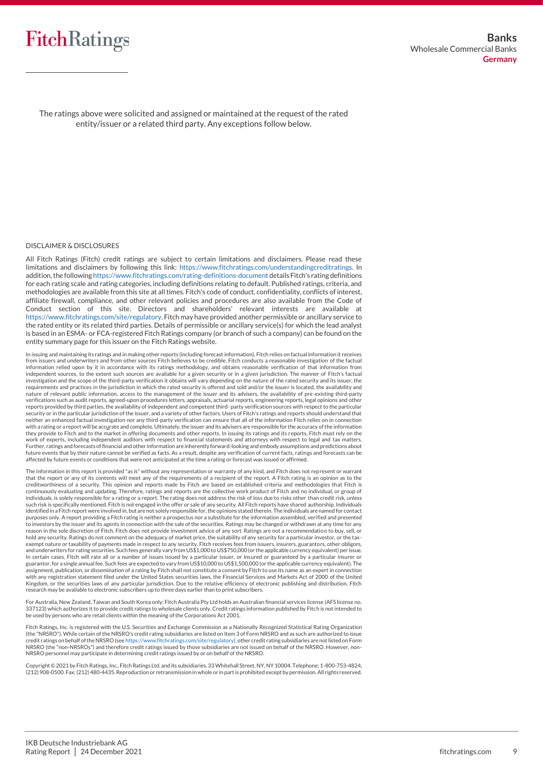The ratings above were solicited and assigned or maintained at the request of the rated entity/issuer or a related third party. Any exceptions follow below.

DISCLAIMER & DISCLOSURES

All Fitch Ratings (Fitch) credit ratings are subject to certain limitations and disclaimers. Please read these limitations and disclaimers by following this link: https://www.fitchratings.com/understandingcreditratings. In addition, the following https://www.fitchratings.com/rating-definitions-document details Fitch's rating definitions for each rating scale and rating categories, including definitions relating to default. Published ratings, criteria, and methodologies are available from this site at all times. Fitch's code of conduct, confidentiality, conflicts of interest, affiliate firewall, compliance, and other relevant policies and procedures are also available from the Code of Conduct section of this site. Directors and shareholders' relevant interests are available at https://www.fitchratings.com/site/regulatory. Fitch may have provided another permissible or ancillary service to the rated entity or its related third parties. Details of permissible or ancillary service(s) for which the lead analyst is based in an ESMA- or FCA-registered Fitch Ratings company (or branch of such a company) can be found on the entity summary page for this issuer on the Fitch Ratings website.

In issuing and maintaining its ratings and in making other reports (including forecast information), Fitch relies on factual information it receives from issuers and underwriters and from other sources Fitch believes to be credible. Fitch conducts a reasonable investigation of the factual information relied upon by it in accordance with its ratings methodology, and obtains reasonable verification of that information from independent sources, to the extent such sources are available for a given security or in a given jurisdiction. The manner of Fitch's factual investigation and the scope of the third-party verification it obtains will vary depending on the nature of the rated security and its issuer, the requirements and practices in the jurisdiction in which the rated security is offered and sold and/or the issuer is located, the availability and nature of relevant public information, access to the management of the issuer and its advisers, the availability of pre-existing third-party verifications such as audit reports, agreed-upon procedures letters, appraisals, actuarial reports, engineering reports, legal opinions and other reports provided by third parties, the availability of independent and competent third- party verification sources with respect to the particular security or in the particular jurisdiction of the issuer, and a variety of other factors. Users of Fitch's ratings and reports should understand that neither an enhanced factual investigation nor any third-party verification can ensure that all of the information Fitch relies on in connection with a rating or a report will be accurate and complete. Ultimately, the issuer and its advisers are responsible for the accuracy of the information they provide to Fitch and to the market in offering documents and other reports. In issuing its ratings and its reports, Fitch must rely on the work of experts, including independent auditors with respect to financial statements and attorneys with respect to legal and tax matters. Further, ratings and forecasts of financial and other information are inherently forward-looking and embody assumptions and predictions about future events that by their nature cannot be verified as facts. As a result, despite any verification of current facts, ratings and forecasts can be affected by future events or conditions that were not anticipated at the time a rating or forecast was issued or affirmed.

The information in this report is provided "as is" without any representation or warranty of any kind, and Fitch does not represent or warrant that the report or any of its contents will meet any of the requirements of a recipient of the report. A Fitch rating is an opinion as to the creditworthiness of a security. This opinion and reports made by Fitch are based on established criteria and methodologies that Fitch is continuously evaluating and updating. Therefore, ratings and reports are the collective work product of Fitch and no individual, or group of individuals, is solely responsible for a rating or a report. The rating does not address the risk of loss due to risks other than credit risk, unless such risk is specifically mentioned. Fitch is not engaged in the offer or sale of any security. All Fitch reports have shared authorship. Individuals identified in a Fitch report were involved in, but are not solely responsible for, the opinions stated therein. The individuals are named for contact purposes only. A report providing a Fitch rating is neither a prospectus nor a substitute for the information assembled, verified and presented to investors by the issuer and its agents in connection with the sale of the securities. Ratings may be changed or withdrawn at any time for any reason in the sole discretion of Fitch. Fitch does not provide investment advice of any sort. Ratings are not a recommendation to buy, sell, or hold any security. Ratings do not comment on the adequacy of market price, the suitability of any security for a particular investor, or the tax-exempt nature or taxability of payments made in respect to any security. Fitch receives fees from issuers, insurers, guarantors, other obligors, and underwriters for rating securities. Such fees generally vary from US$1,000 to US$750,000 (or the applicable currency equivalent) per issue. In certain cases, Fitch will rate all or a number of issues issued by a particular issuer, or insured or guaranteed by a particular insurer or guarantor, for a single annual fee. Such fees are expected to vary from US$10,000 to US$1,500,000 (or the applicable currency equivalent). The assignment, publication, or dissemination of a rating by Fitch shall not constitute a consent by Fitch to use its name as an expert in connection with any registration statement filed under the United States securities laws, the Financial Services and Markets Act of 2000 of the United Kingdom, or the securities laws of any particular jurisdiction. Due to the relative efficiency of electronic publishing and distribution, Fitch research may be available to electronic subscribers up to three days earlier than to print subscribers.

For Australia, New Zealand, Taiwan and South Korea only: Fitch Australia Pty Ltd holds an Australian financial services license (AFS license no. 337123) which authorizes it to provide credit ratings to wholesale clients only. Credit ratings information published by Fitch is not intended to be used by persons who are retail clients within the meaning of the Corporations Act 2001.

Fitch Ratings, Inc. is registered with the U.S. Securities and Exchange Commission as a Nationally Recognized Statistical Rating Organization (the "NRSRO"). While certain of the NRSRO's credit rating subsidiaries are listed on Item 3 of Form NRSRO and as such are authorized to issue credit ratings on behalf of the NRSRO (see https://www.fitchratings.com/site/regulatory), other credit rating subsidiaries are not listed on Form NRSRO (the "non-NRSROs") and therefore credit ratings issued by those subsidiaries are not issued on behalf of the NRSRO. However, non-NRSRO personnel may participate in determining credit ratings issued by or on behalf of the NRSRO.

Copyright © 2021 by Fitch Ratings, Inc., Fitch Ratings Ltd. and its subsidiaries. 33 Whitehall Street, NY, NY 10004. Telephone: 1-800-753-4824, (212) 908-0500. Fax: (212) 480-4435. Reproduction or retransmission in whole or in part is prohibited except by permission. All rights reserved.